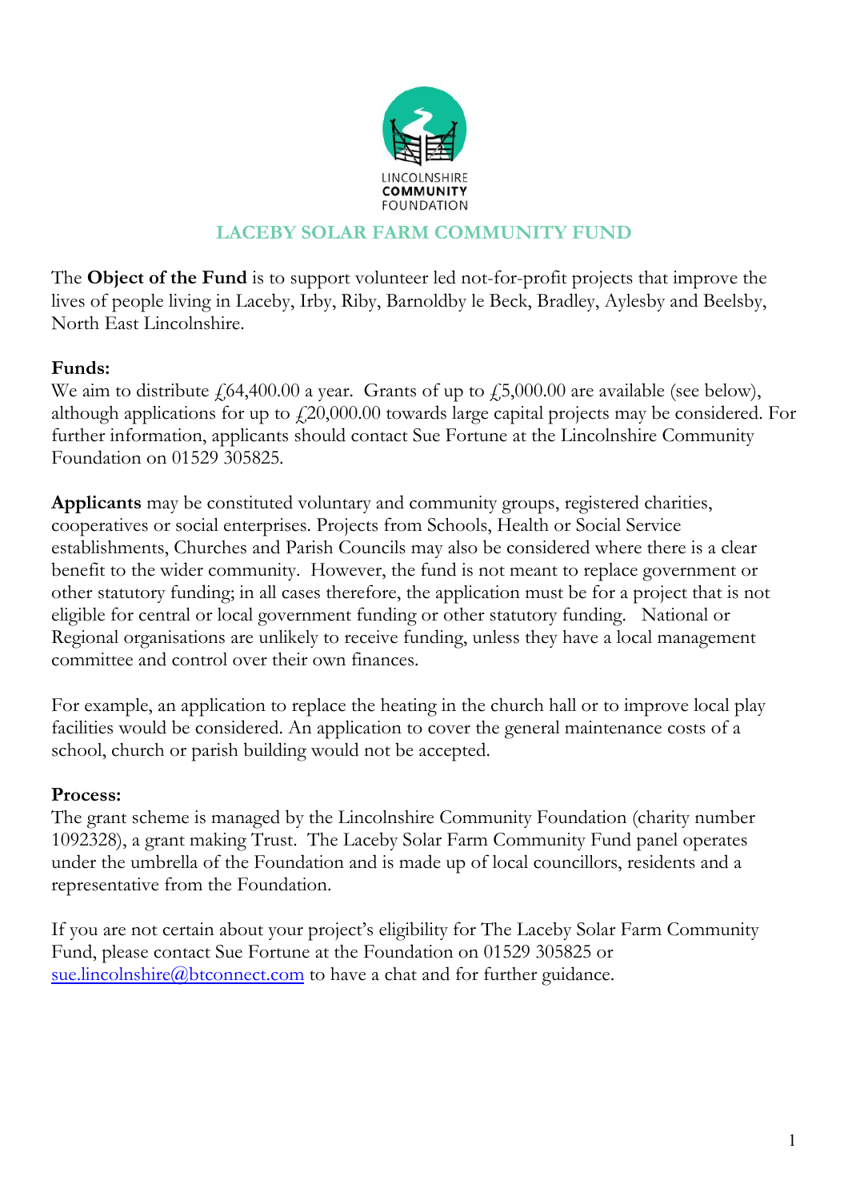LINCOLNSHIRE
COMMUNITY
FOUNDATION

# LACEBY SOLAR FARM COMMUNITY FUND

The **Object of the Fund** is to support volunteer led not-for-profit projects that improve the lives of people living in Laceby, Irby, Riby, Barnoldby le Beck, Bradley, Aylesby and Beelsby, North East Lincolnshire.

**Funds:**
We aim to distribute £64,400.00 a year. Grants of up to £5,000.00 are available (see below), although applications for up to £20,000.00 towards large capital projects may be considered. For further information, applicants should contact Sue Fortune at the Lincolnshire Community Foundation on 01529 305825.

**Applicants** may be constituted voluntary and community groups, registered charities, cooperatives or social enterprises. Projects from Schools, Health or Social Service establishments, Churches and Parish Councils may also be considered where there is a clear benefit to the wider community. However, the fund is not meant to replace government or other statutory funding; in all cases therefore, the application must be for a project that is not eligible for central or local government funding or other statutory funding. National or Regional organisations are unlikely to receive funding, unless they have a local management committee and control over their own finances.

For example, an application to replace the heating in the church hall or to improve local play facilities would be considered. An application to cover the general maintenance costs of a school, church or parish building would not be accepted.

**Process:**
The grant scheme is managed by the Lincolnshire Community Foundation (charity number 1092328), a grant making Trust. The Laceby Solar Farm Community Fund panel operates under the umbrella of the Foundation and is made up of local councillors, residents and a representative from the Foundation.

If you are not certain about your project's eligibility for The Laceby Solar Farm Community Fund, please contact Sue Fortune at the Foundation on 01529 305825 or sue.lincolnshire@btconnect.com to have a chat and for further guidance.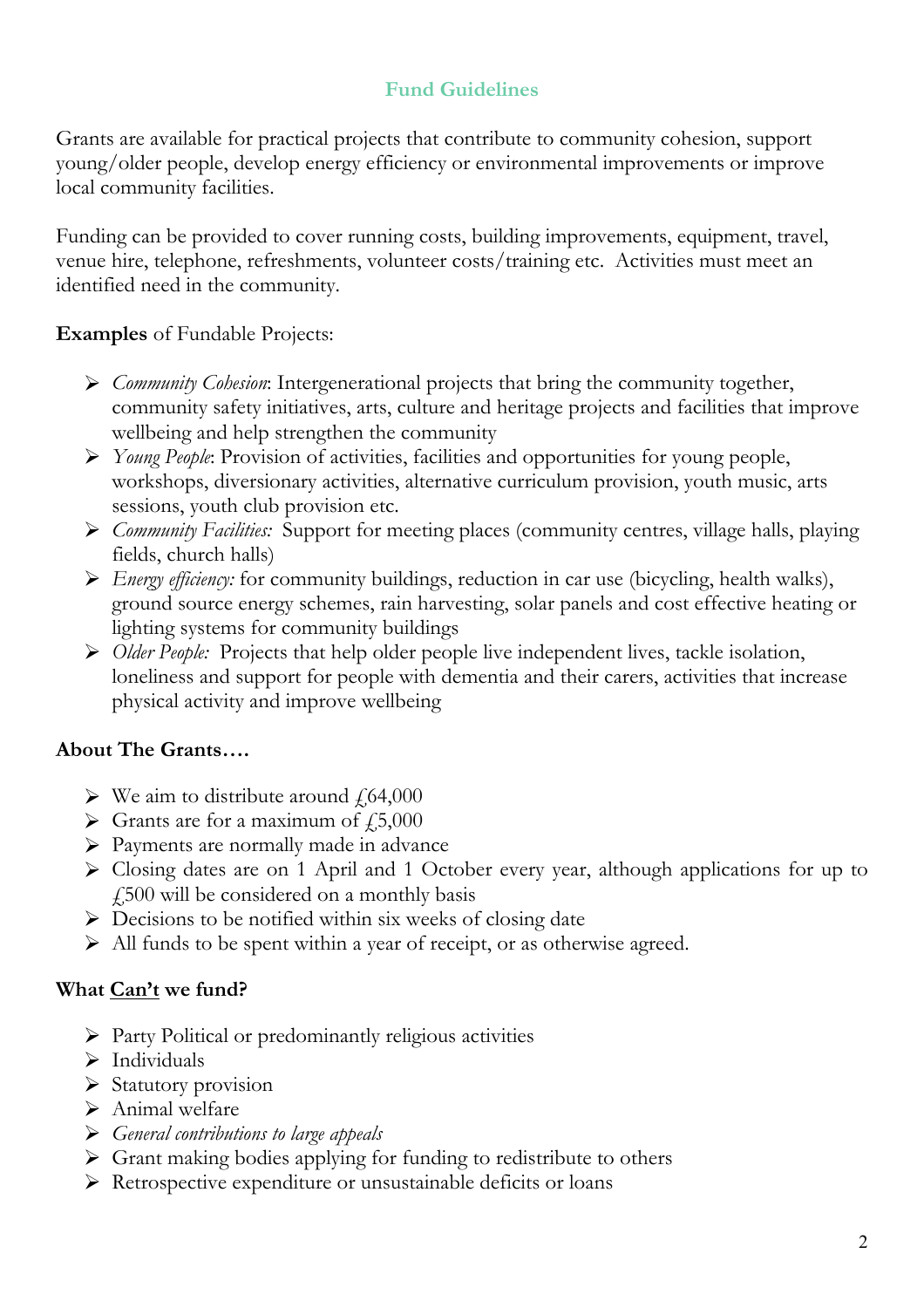## Fund Guidelines

Grants are available for practical projects that contribute to community cohesion, support young/older people, develop energy efficiency or environmental improvements or improve local community facilities.

Funding can be provided to cover running costs, building improvements, equipment, travel, venue hire, telephone, refreshments, volunteer costs/training etc. Activities must meet an identified need in the community.

**Examples** of Fundable Projects:

- *Community Cohesion*: Intergenerational projects that bring the community together, community safety initiatives, arts, culture and heritage projects and facilities that improve wellbeing and help strengthen the community
- *Young People*: Provision of activities, facilities and opportunities for young people, workshops, diversionary activities, alternative curriculum provision, youth music, arts sessions, youth club provision etc.
- *Community Facilities:* Support for meeting places (community centres, village halls, playing fields, church halls)
- *Energy efficiency:* for community buildings, reduction in car use (bicycling, health walks), ground source energy schemes, rain harvesting, solar panels and cost effective heating or lighting systems for community buildings
- *Older People:* Projects that help older people live independent lives, tackle isolation, loneliness and support for people with dementia and their carers, activities that increase physical activity and improve wellbeing

**About The Grants….**

- We aim to distribute around £64,000
- Grants are for a maximum of £5,000
- Payments are normally made in advance
- Closing dates are on 1 April and 1 October every year, although applications for up to £500 will be considered on a monthly basis
- Decisions to be notified within six weeks of closing date
- All funds to be spent within a year of receipt, or as otherwise agreed.

**What <u>Can't</u> we fund?**

- Party Political or predominantly religious activities
- Individuals
- Statutory provision
- Animal welfare
- *General contributions to large appeals*
- Grant making bodies applying for funding to redistribute to others
- Retrospective expenditure or unsustainable deficits or loans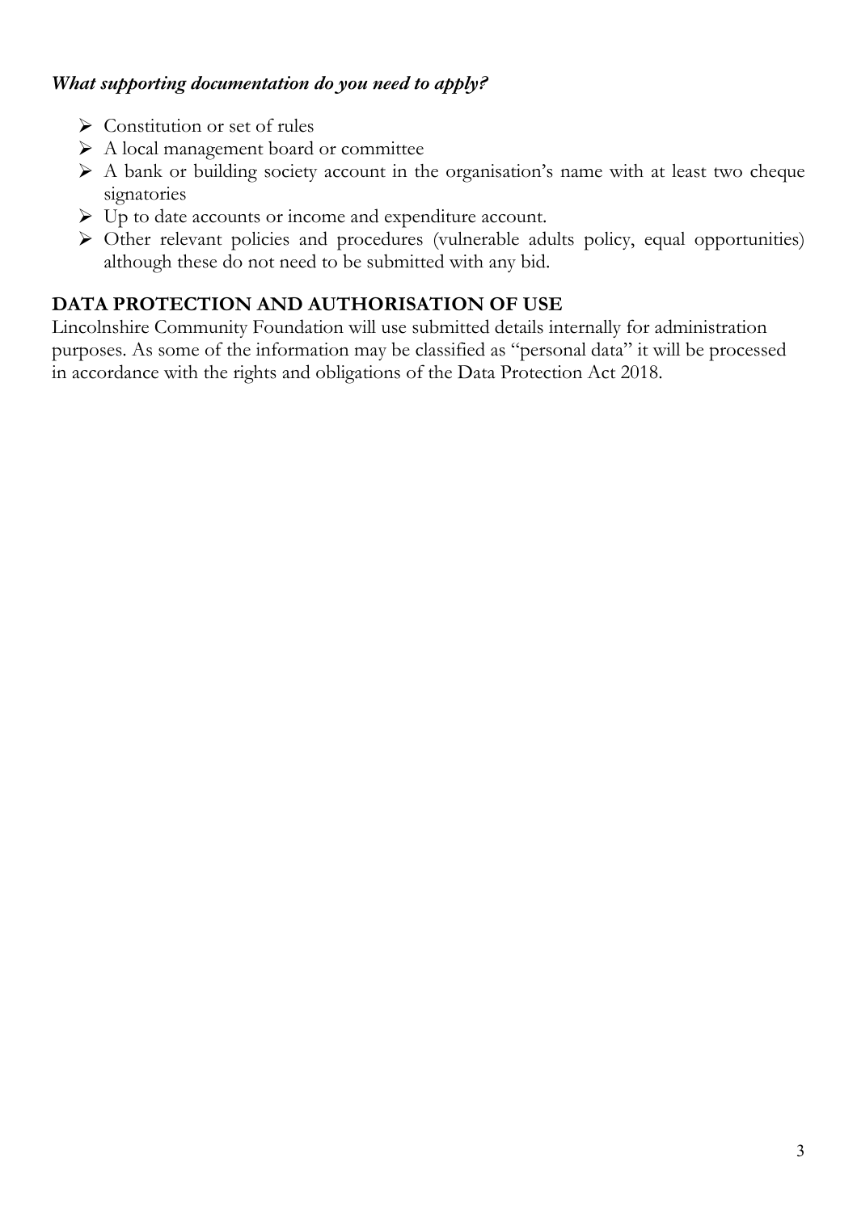***What supporting documentation do you need to apply?***

- Constitution or set of rules
- A local management board or committee
- A bank or building society account in the organisation's name with at least two cheque signatories
- Up to date accounts or income and expenditure account.
- Other relevant policies and procedures (vulnerable adults policy, equal opportunities) although these do not need to be submitted with any bid.

## DATA PROTECTION AND AUTHORISATION OF USE

Lincolnshire Community Foundation will use submitted details internally for administration purposes. As some of the information may be classified as "personal data" it will be processed in accordance with the rights and obligations of the Data Protection Act 2018.